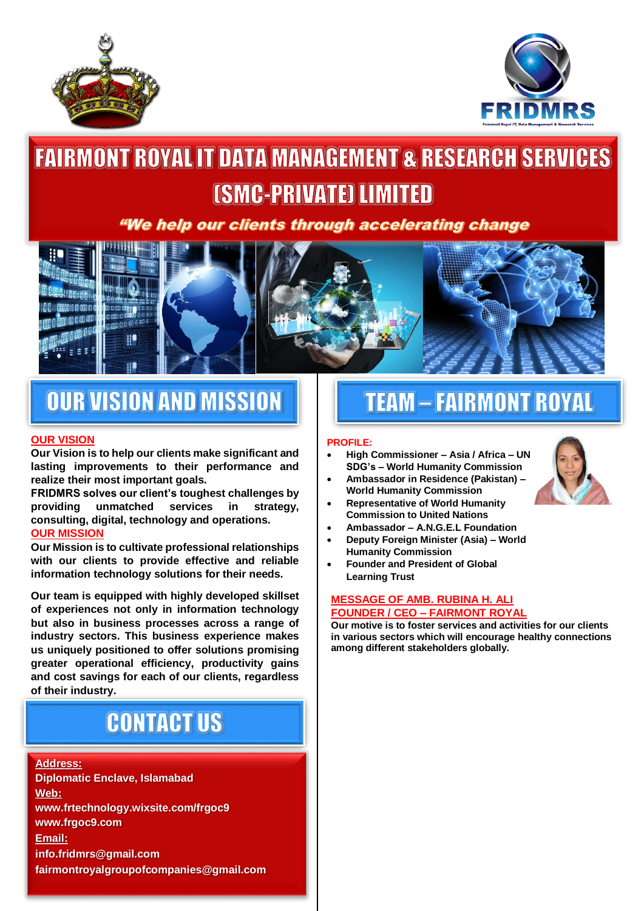# FAIRMONT ROYAL IT DATA MANAGEMENT & RESEARCH SERVICES (SMC-PRIVATE) LIMITED

*"We help our clients through accelerating change*

## OUR VISION AND MISSION

**OUR VISION**

**Our Vision is to help our clients make significant and lasting improvements to their performance and realize their most important goals.**

**FRIDMRS solves our client's toughest challenges by providing unmatched services in strategy, consulting, digital, technology and operations.**

**OUR MISSION**

**Our Mission is to cultivate professional relationships with our clients to provide effective and reliable information technology solutions for their needs.**

**Our team is equipped with highly developed skillset of experiences not only in information technology but also in business processes across a range of industry sectors. This business experience makes us uniquely positioned to offer solutions promising greater operational efficiency, productivity gains and cost savings for each of our clients, regardless of their industry.**

## CONTACT US

**Address:**
**Diplomatic Enclave, Islamabad**

**Web:**
**www.frtechnology.wixsite.com/frgoc9**
**www.frgoc9.com**

**Email:**
**info.fridmrs@gmail.com**
**fairmontroyalgroupofcompanies@gmail.com**

## TEAM – FAIRMONT ROYAL

**PROFILE:**

- **High Commissioner – Asia / Africa – UN SDG's – World Humanity Commission**
- **Ambassador in Residence (Pakistan) – World Humanity Commission**
- **Representative of World Humanity Commission to United Nations**
- **Ambassador – A.N.G.E.L Foundation**
- **Deputy Foreign Minister (Asia) – World Humanity Commission**
- **Founder and President of Global Learning Trust**

**MESSAGE OF AMB. RUBINA H. ALI**
**FOUNDER / CEO – FAIRMONT ROYAL**

**Our motive is to foster services and activities for our clients in various sectors which will encourage healthy connections among different stakeholders globally.**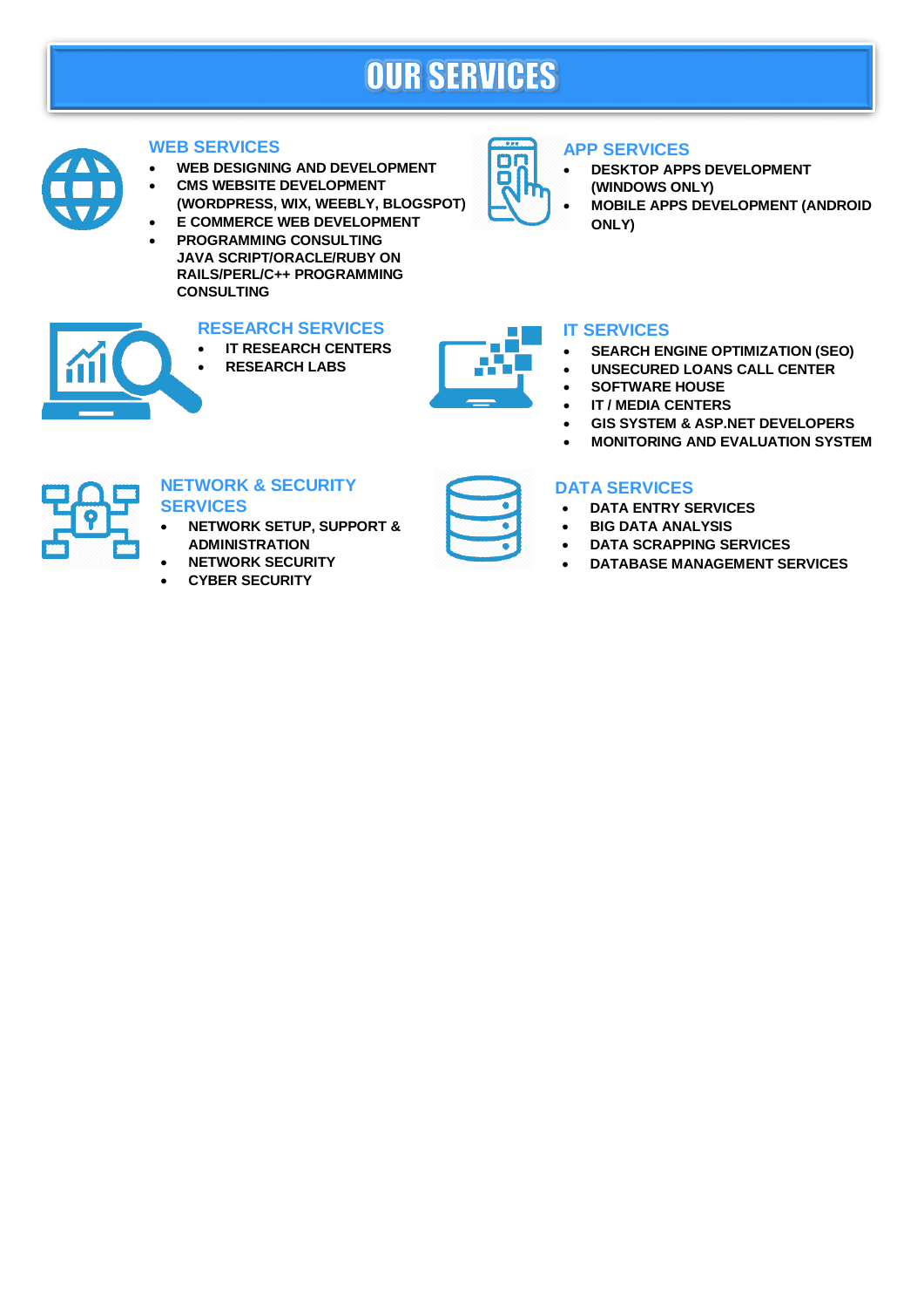# OUR SERVICES

## WEB SERVICES

- WEB DESIGNING AND DEVELOPMENT
- CMS WEBSITE DEVELOPMENT (WORDPRESS, WIX, WEEBLY, BLOGSPOT)
- E COMMERCE WEB DEVELOPMENT
- PROGRAMMING CONSULTING JAVA SCRIPT/ORACLE/RUBY ON RAILS/PERL/C++ PROGRAMMING CONSULTING

## APP SERVICES

- DESKTOP APPS DEVELOPMENT (WINDOWS ONLY)
- MOBILE APPS DEVELOPMENT (ANDROID ONLY)

## RESEARCH SERVICES

- IT RESEARCH CENTERS
- RESEARCH LABS

## IT SERVICES

- SEARCH ENGINE OPTIMIZATION (SEO)
- UNSECURED LOANS CALL CENTER
- SOFTWARE HOUSE
- IT / MEDIA CENTERS
- GIS SYSTEM & ASP.NET DEVELOPERS
- MONITORING AND EVALUATION SYSTEM

## NETWORK & SECURITY SERVICES

- NETWORK SETUP, SUPPORT & ADMINISTRATION
- NETWORK SECURITY
- CYBER SECURITY

## DATA SERVICES

- DATA ENTRY SERVICES
- BIG DATA ANALYSIS
- DATA SCRAPPING SERVICES
- DATABASE MANAGEMENT SERVICES